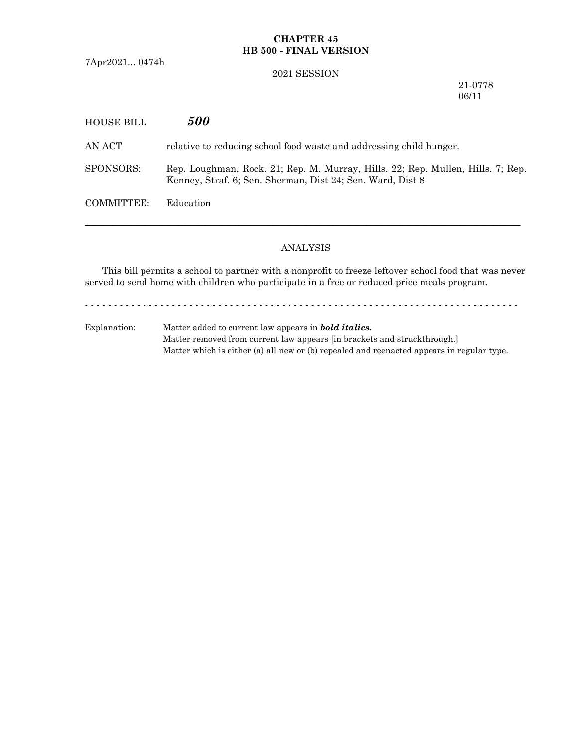**CHAPTER 45**
**HB 500 - FINAL VERSION**

7Apr2021... 0474h

2021 SESSION

21-0778
06/11

HOUSE BILL ***500***

AN ACT relative to reducing school food waste and addressing child hunger.

SPONSORS: Rep. Loughman, Rock. 21; Rep. M. Murray, Hills. 22; Rep. Mullen, Hills. 7; Rep. Kenney, Straf. 6; Sen. Sherman, Dist 24; Sen. Ward, Dist 8

COMMITTEE: Education

---

ANALYSIS

This bill permits a school to partner with a nonprofit to freeze leftover school food that was never served to send home with children who participate in a free or reduced price meals program.

- - - - - - - - - - - - - - - - - - - - - - - - - - - - - - - - - - - - - - - - - - - - - - - - - - - - - - - - - - - - - - - - - - - - - - - - - -

Explanation: Matter added to current law appears in ***bold italics.***
Matter removed from current law appears [~~in brackets and struckthrough.~~]
Matter which is either (a) all new or (b) repealed and reenacted appears in regular type.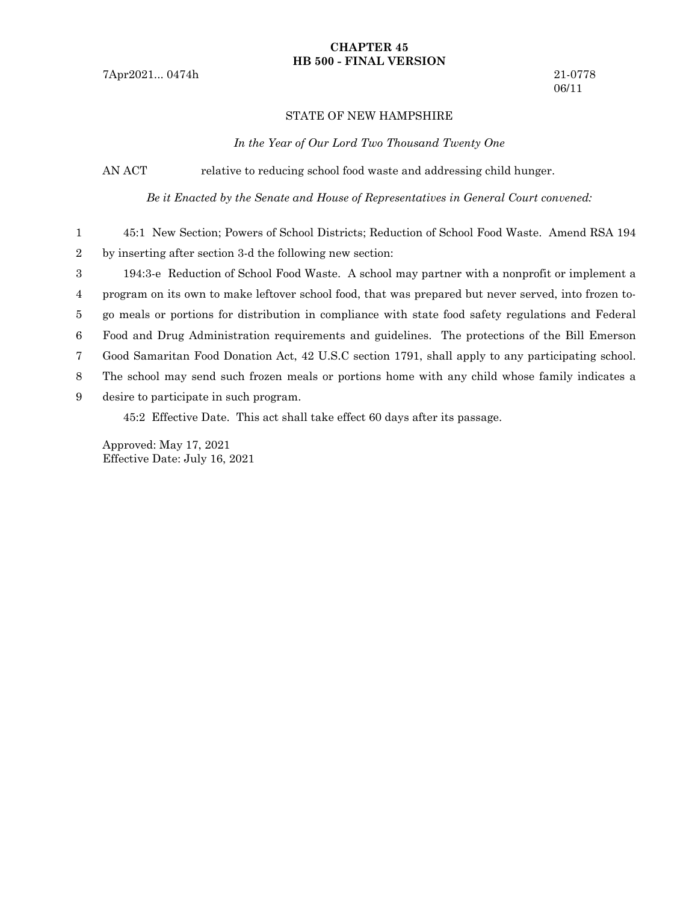**CHAPTER 45**
**HB 500 - FINAL VERSION**

7Apr2021... 0474h

21-0778
06/11

STATE OF NEW HAMPSHIRE

*In the Year of Our Lord Two Thousand Twenty One*

AN ACT relative to reducing school food waste and addressing child hunger.

*Be it Enacted by the Senate and House of Representatives in General Court convened:*

45:1 New Section; Powers of School Districts; Reduction of School Food Waste. Amend RSA 194 by inserting after section 3-d the following new section:

194:3-e Reduction of School Food Waste. A school may partner with a nonprofit or implement a program on its own to make leftover school food, that was prepared but never served, into frozen to-go meals or portions for distribution in compliance with state food safety regulations and Federal Food and Drug Administration requirements and guidelines. The protections of the Bill Emerson Good Samaritan Food Donation Act, 42 U.S.C section 1791, shall apply to any participating school. The school may send such frozen meals or portions home with any child whose family indicates a desire to participate in such program.

45:2 Effective Date. This act shall take effect 60 days after its passage.

Approved: May 17, 2021
Effective Date: July 16, 2021